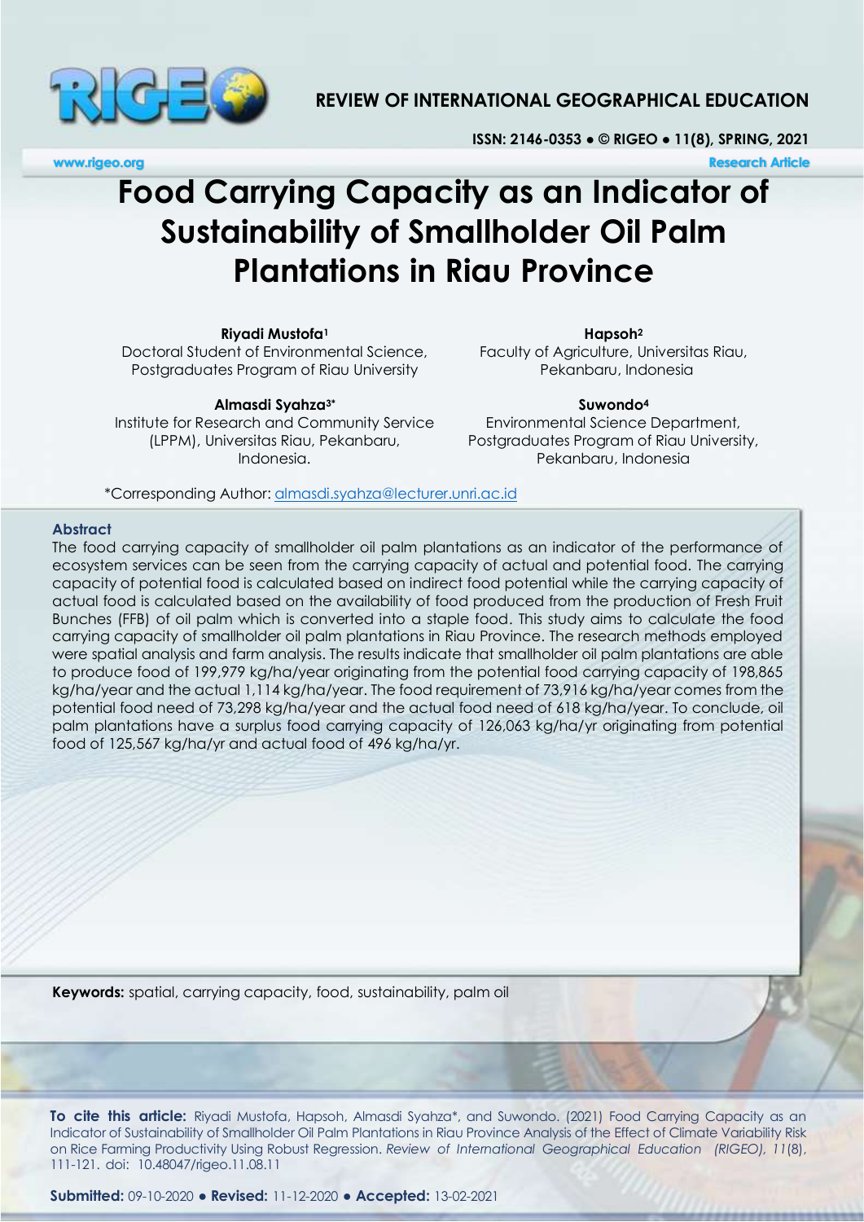# Food Carrying Capacity as an Indicator of Sustainability of Smallholder Oil Palm Plantations in Riau Province

**Riyadi Mustofa**[1]
Doctoral Student of Environmental Science, Postgraduates Program of Riau University

**Hapsoh**[2]
Faculty of Agriculture, Universitas Riau, Pekanbaru, Indonesia

**Almasdi Syahza**[3*]
Institute for Research and Community Service (LPPM), Universitas Riau, Pekanbaru, Indonesia.

**Suwondo**[4]
Environmental Science Department, Postgraduates Program of Riau University, Pekanbaru, Indonesia

*Corresponding Author: almasdi.syahza@lecturer.unri.ac.id

## Abstract

The food carrying capacity of smallholder oil palm plantations as an indicator of the performance of ecosystem services can be seen from the carrying capacity of actual and potential food. The carrying capacity of potential food is calculated based on indirect food potential while the carrying capacity of actual food is calculated based on the availability of food produced from the production of Fresh Fruit Bunches (FFB) of oil palm which is converted into a staple food. This study aims to calculate the food carrying capacity of smallholder oil palm plantations in Riau Province. The research methods employed were spatial analysis and farm analysis. The results indicate that smallholder oil palm plantations are able to produce food of 199,979 kg/ha/year originating from the potential food carrying capacity of 198,865 kg/ha/year and the actual 1,114 kg/ha/year. The food requirement of 73,916 kg/ha/year comes from the potential food need of 73,298 kg/ha/year and the actual food need of 618 kg/ha/year. To conclude, oil palm plantations have a surplus food carrying capacity of 126,063 kg/ha/yr originating from potential food of 125,567 kg/ha/yr and actual food of 496 kg/ha/yr.

**Keywords:** spatial, carrying capacity, food, sustainability, palm oil

**To cite this article:** Riyadi Mustofa, Hapsoh, Almasdi Syahza*, and Suwondo. (2021) Food Carrying Capacity as an Indicator of Sustainability of Smallholder Oil Palm Plantations in Riau Province Analysis of the Effect of Climate Variability Risk on Rice Farming Productivity Using Robust Regression. *Review of International Geographical Education (RIGEO), 11*(8), 111-121. doi: 10.48047/rigeo.11.08.11

**Submitted:** 09-10-2020 ● **Revised:** 11-12-2020 ● **Accepted:** 13-02-2021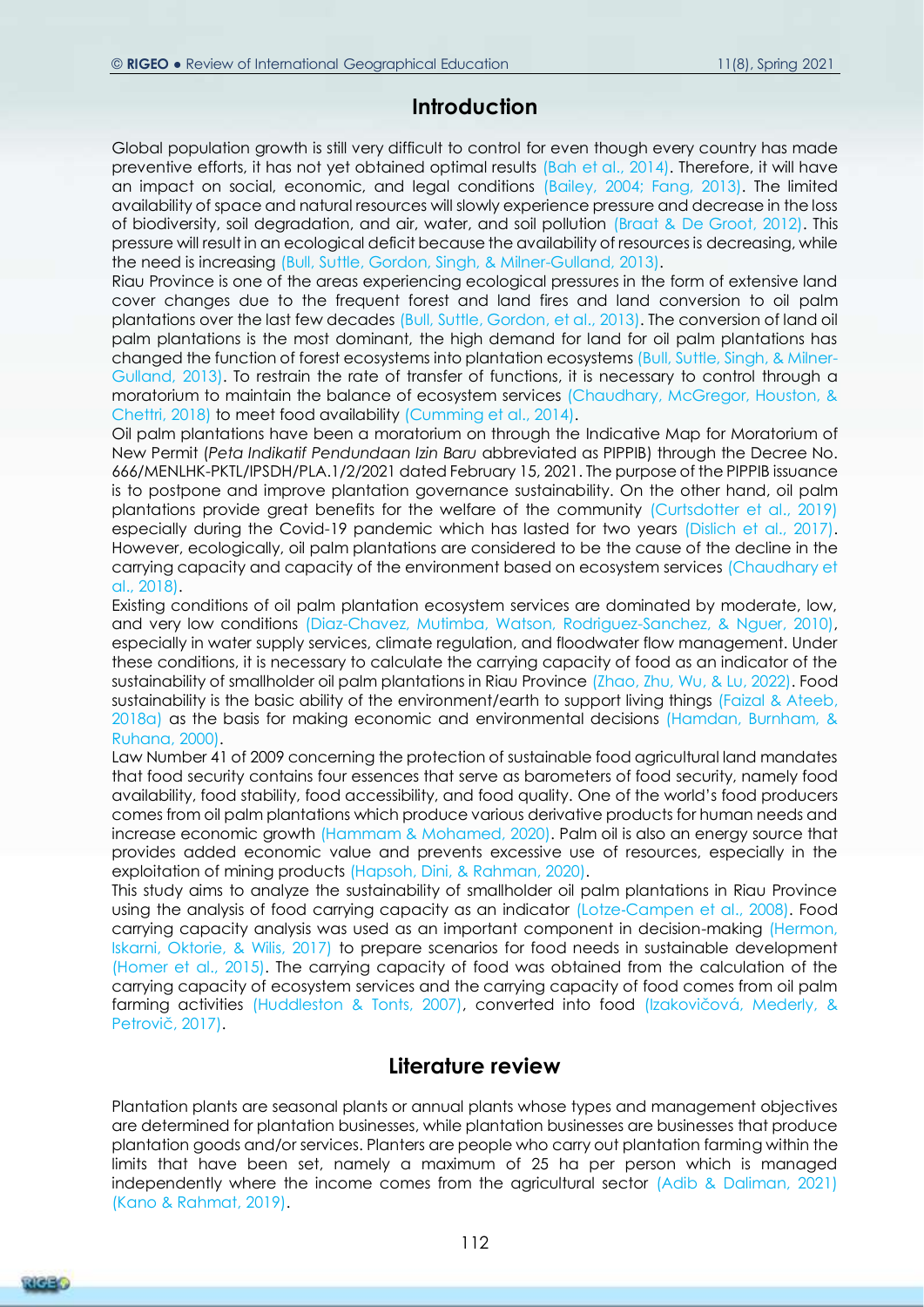## Introduction

Global population growth is still very difficult to control for even though every country has made preventive efforts, it has not yet obtained optimal results (Bah et al., 2014). Therefore, it will have an impact on social, economic, and legal conditions (Bailey, 2004; Fang, 2013). The limited availability of space and natural resources will slowly experience pressure and decrease in the loss of biodiversity, soil degradation, and air, water, and soil pollution (Braat & De Groot, 2012). This pressure will result in an ecological deficit because the availability of resources is decreasing, while the need is increasing (Bull, Suttle, Gordon, Singh, & Milner-Gulland, 2013).

Riau Province is one of the areas experiencing ecological pressures in the form of extensive land cover changes due to the frequent forest and land fires and land conversion to oil palm plantations over the last few decades (Bull, Suttle, Gordon, et al., 2013). The conversion of land oil palm plantations is the most dominant, the high demand for land for oil palm plantations has changed the function of forest ecosystems into plantation ecosystems (Bull, Suttle, Singh, & Milner-Gulland, 2013). To restrain the rate of transfer of functions, it is necessary to control through a moratorium to maintain the balance of ecosystem services (Chaudhary, McGregor, Houston, & Chettri, 2018) to meet food availability (Cumming et al., 2014).

Oil palm plantations have been a moratorium on through the Indicative Map for Moratorium of New Permit (*Peta Indikatif Pendundaan Izin Baru* abbreviated as PIPPIB) through the Decree No. 666/MENLHK-PKTL/IPSDH/PLA.1/2/2021 dated February 15, 2021. The purpose of the PIPPIB issuance is to postpone and improve plantation governance sustainability. On the other hand, oil palm plantations provide great benefits for the welfare of the community (Curtsdotter et al., 2019) especially during the Covid-19 pandemic which has lasted for two years (Dislich et al., 2017). However, ecologically, oil palm plantations are considered to be the cause of the decline in the carrying capacity and capacity of the environment based on ecosystem services (Chaudhary et al., 2018).

Existing conditions of oil palm plantation ecosystem services are dominated by moderate, low, and very low conditions (Diaz-Chavez, Mutimba, Watson, Rodriguez-Sanchez, & Nguer, 2010), especially in water supply services, climate regulation, and floodwater flow management. Under these conditions, it is necessary to calculate the carrying capacity of food as an indicator of the sustainability of smallholder oil palm plantations in Riau Province (Zhao, Zhu, Wu, & Lu, 2022). Food sustainability is the basic ability of the environment/earth to support living things (Faizal & Ateeb, 2018a) as the basis for making economic and environmental decisions (Hamdan, Burnham, & Ruhana, 2000).

Law Number 41 of 2009 concerning the protection of sustainable food agricultural land mandates that food security contains four essences that serve as barometers of food security, namely food availability, food stability, food accessibility, and food quality. One of the world's food producers comes from oil palm plantations which produce various derivative products for human needs and increase economic growth (Hammam & Mohamed, 2020). Palm oil is also an energy source that provides added economic value and prevents excessive use of resources, especially in the exploitation of mining products (Hapsoh, Dini, & Rahman, 2020).

This study aims to analyze the sustainability of smallholder oil palm plantations in Riau Province using the analysis of food carrying capacity as an indicator (Lotze-Campen et al., 2008). Food carrying capacity analysis was used as an important component in decision-making (Hermon, Iskarni, Oktorie, & Wilis, 2017) to prepare scenarios for food needs in sustainable development (Homer et al., 2015). The carrying capacity of food was obtained from the calculation of the carrying capacity of ecosystem services and the carrying capacity of food comes from oil palm farming activities (Huddleston & Tonts, 2007), converted into food (Izakovičová, Mederly, & Petrovič, 2017).

## Literature review

Plantation plants are seasonal plants or annual plants whose types and management objectives are determined for plantation businesses, while plantation businesses are businesses that produce plantation goods and/or services. Planters are people who carry out plantation farming within the limits that have been set, namely a maximum of 25 ha per person which is managed independently where the income comes from the agricultural sector (Adib & Daliman, 2021) (Kano & Rahmat, 2019).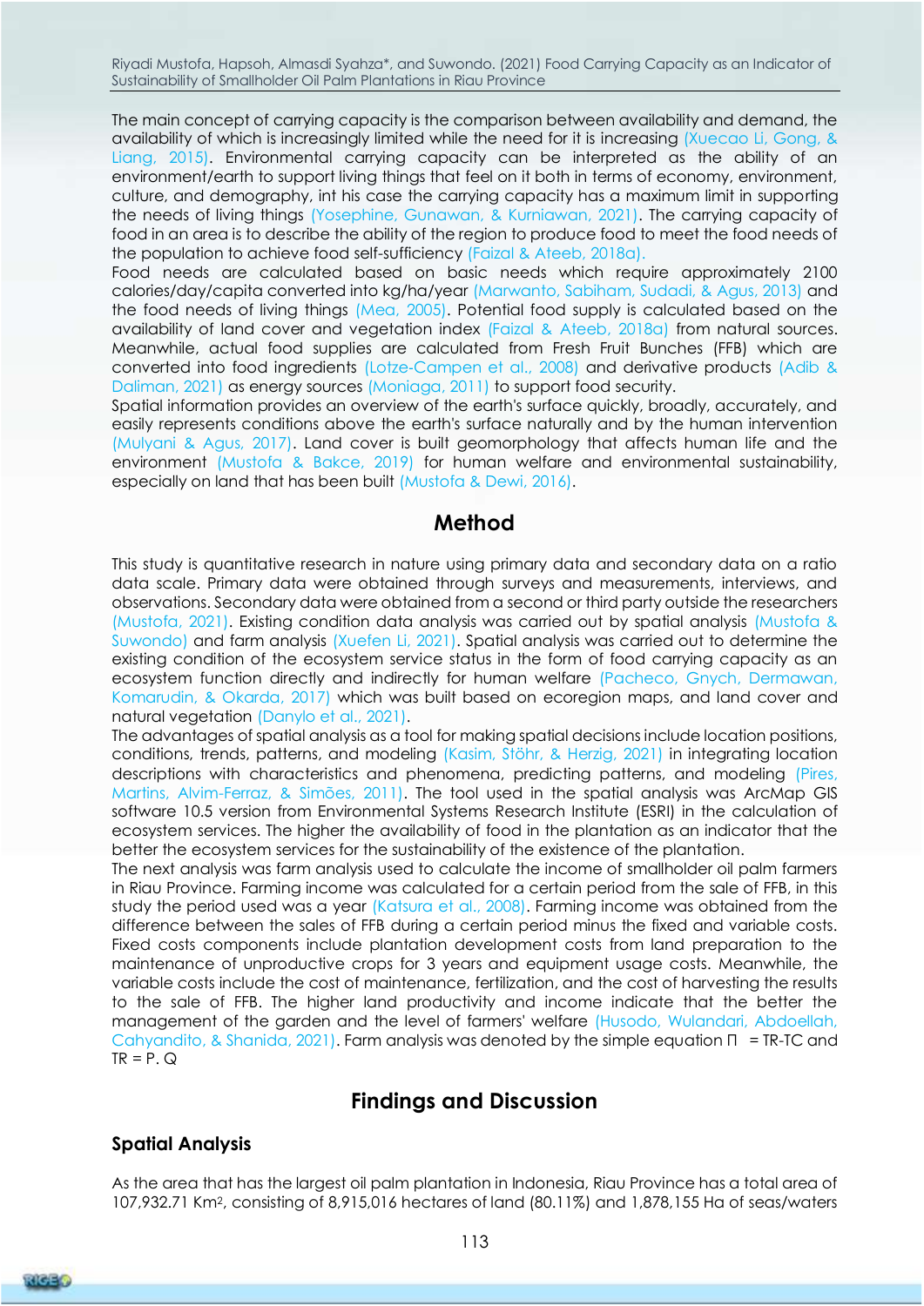The main concept of carrying capacity is the comparison between availability and demand, the availability of which is increasingly limited while the need for it is increasing (Xuecao Li, Gong, & Liang, 2015). Environmental carrying capacity can be interpreted as the ability of an environment/earth to support living things that feel on it both in terms of economy, environment, culture, and demography, int his case the carrying capacity has a maximum limit in supporting the needs of living things (Yosephine, Gunawan, & Kurniawan, 2021). The carrying capacity of food in an area is to describe the ability of the region to produce food to meet the food needs of the population to achieve food self-sufficiency (Faizal & Ateeb, 2018a).
Food needs are calculated based on basic needs which require approximately 2100 calories/day/capita converted into kg/ha/year (Marwanto, Sabiham, Sudadi, & Agus, 2013) and the food needs of living things (Mea, 2005). Potential food supply is calculated based on the availability of land cover and vegetation index (Faizal & Ateeb, 2018a) from natural sources. Meanwhile, actual food supplies are calculated from Fresh Fruit Bunches (FFB) which are converted into food ingredients (Lotze-Campen et al., 2008) and derivative products (Adib & Daliman, 2021) as energy sources (Moniaga, 2011) to support food security.
Spatial information provides an overview of the earth's surface quickly, broadly, accurately, and easily represents conditions above the earth's surface naturally and by the human intervention (Mulyani & Agus, 2017). Land cover is built geomorphology that affects human life and the environment (Mustofa & Bakce, 2019) for human welfare and environmental sustainability, especially on land that has been built (Mustofa & Dewi, 2016).

## Method

This study is quantitative research in nature using primary data and secondary data on a ratio data scale. Primary data were obtained through surveys and measurements, interviews, and observations. Secondary data were obtained from a second or third party outside the researchers (Mustofa, 2021). Existing condition data analysis was carried out by spatial analysis (Mustofa & Suwondo) and farm analysis (Xuefen Li, 2021). Spatial analysis was carried out to determine the existing condition of the ecosystem service status in the form of food carrying capacity as an ecosystem function directly and indirectly for human welfare (Pacheco, Gnych, Dermawan, Komarudin, & Okarda, 2017) which was built based on ecoregion maps, and land cover and natural vegetation (Danylo et al., 2021).
The advantages of spatial analysis as a tool for making spatial decisions include location positions, conditions, trends, patterns, and modeling (Kasim, Stöhr, & Herzig, 2021) in integrating location descriptions with characteristics and phenomena, predicting patterns, and modeling (Pires, Martins, Alvim-Ferraz, & Simões, 2011). The tool used in the spatial analysis was ArcMap GIS software 10.5 version from Environmental Systems Research Institute (ESRI) in the calculation of ecosystem services. The higher the availability of food in the plantation as an indicator that the better the ecosystem services for the sustainability of the existence of the plantation.
The next analysis was farm analysis used to calculate the income of smallholder oil palm farmers in Riau Province. Farming income was calculated for a certain period from the sale of FFB, in this study the period used was a year (Katsura et al., 2008). Farming income was obtained from the difference between the sales of FFB during a certain period minus the fixed and variable costs. Fixed costs components include plantation development costs from land preparation to the maintenance of unproductive crops for 3 years and equipment usage costs. Meanwhile, the variable costs include the cost of maintenance, fertilization, and the cost of harvesting the results to the sale of FFB. The higher land productivity and income indicate that the better the management of the garden and the level of farmers' welfare (Husodo, Wulandari, Abdoellah, Cahyandito, & Shanida, 2021). Farm analysis was denoted by the simple equation $\Pi = TR - TC$ and $TR = P \cdot Q$

## Findings and Discussion

### Spatial Analysis

As the area that has the largest oil palm plantation in Indonesia, Riau Province has a total area of 107,932.71 Km², consisting of 8,915,016 hectares of land (80.11%) and 1,878,155 Ha of seas/waters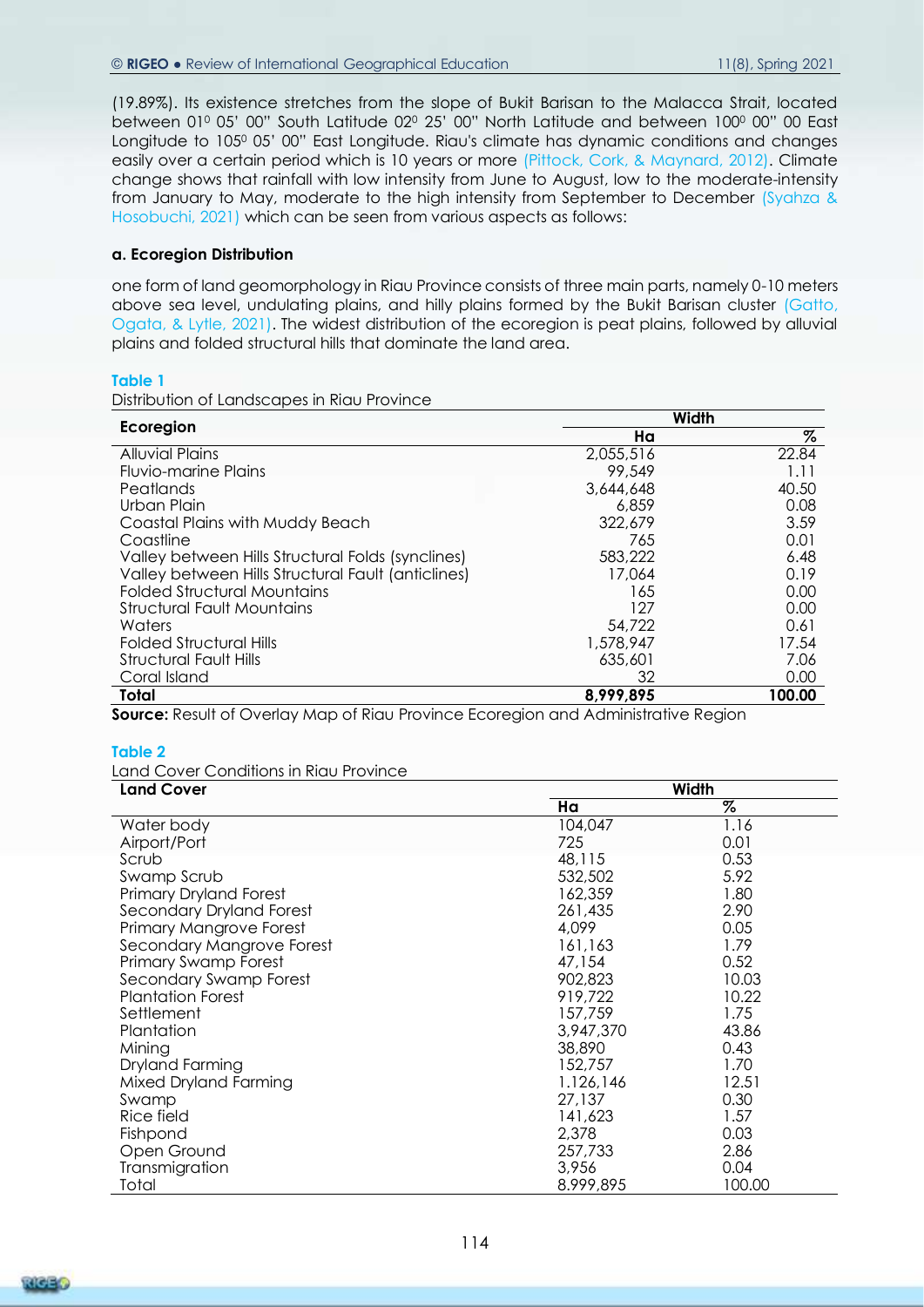(19.89%). Its existence stretches from the slope of Bukit Barisan to the Malacca Strait, located between 01$^{0}$ 05' 00" South Latitude 02$^{0}$ 25' 00" North Latitude and between 100$^{0}$ 00" 00 East Longitude to 105$^{0}$ 05' 00" East Longitude. Riau's climate has dynamic conditions and changes easily over a certain period which is 10 years or more (Pittock, Cork, & Maynard, 2012). Climate change shows that rainfall with low intensity from June to August, low to the moderate-intensity from January to May, moderate to the high intensity from September to December (Syahza & Hosobuchi, 2021) which can be seen from various aspects as follows:

#### a. Ecoregion Distribution

one form of land geomorphology in Riau Province consists of three main parts, namely 0-10 meters above sea level, undulating plains, and hilly plains formed by the Bukit Barisan cluster (Gatto, Ogata, & Lytle, 2021). The widest distribution of the ecoregion is peat plains, followed by alluvial plains and folded structural hills that dominate the land area.

**Table 1**

Distribution of Landscapes in Riau Province

| Ecoregion | Width | |
|---|---|---|
| | Ha | % |
| Alluvial Plains | 2,055,516 | 22.84 |
| Fluvio-marine Plains | 99,549 | 1.11 |
| Peatlands | 3,644,648 | 40.50 |
| Urban Plain | 6,859 | 0.08 |
| Coastal Plains with Muddy Beach | 322,679 | 3.59 |
| Coastline | 765 | 0.01 |
| Valley between Hills Structural Folds (synclines) | 583,222 | 6.48 |
| Valley between Hills Structural Fault (anticlines) | 17,064 | 0.19 |
| Folded Structural Mountains | 165 | 0.00 |
| Structural Fault Mountains | 127 | 0.00 |
| Waters | 54,722 | 0.61 |
| Folded Structural Hills | 1,578,947 | 17.54 |
| Structural Fault Hills | 635,601 | 7.06 |
| Coral Island | 32 | 0.00 |
| **Total** | **8,999,895** | **100.00** |

**Source:** Result of Overlay Map of Riau Province Ecoregion and Administrative Region

**Table 2**

Land Cover Conditions in Riau Province

| Land Cover | Width | |
|---|---|---|
| | Ha | % |
| Water body | 104,047 | 1.16 |
| Airport/Port | 725 | 0.01 |
| Scrub | 48,115 | 0.53 |
| Swamp Scrub | 532,502 | 5.92 |
| Primary Dryland Forest | 162,359 | 1.80 |
| Secondary Dryland Forest | 261,435 | 2.90 |
| Primary Mangrove Forest | 4,099 | 0.05 |
| Secondary Mangrove Forest | 161,163 | 1.79 |
| Primary Swamp Forest | 47,154 | 0.52 |
| Secondary Swamp Forest | 902,823 | 10.03 |
| Plantation Forest | 919,722 | 10.22 |
| Settlement | 157,759 | 1.75 |
| Plantation | 3,947,370 | 43.86 |
| Mining | 38,890 | 0.43 |
| Dryland Farming | 152,757 | 1.70 |
| Mixed Dryland Farming | 1.126,146 | 12.51 |
| Swamp | 27,137 | 0.30 |
| Rice field | 141,623 | 1.57 |
| Fishpond | 2,378 | 0.03 |
| Open Ground | 257,733 | 2.86 |
| Transmigration | 3,956 | 0.04 |
| Total | 8.999,895 | 100.00 |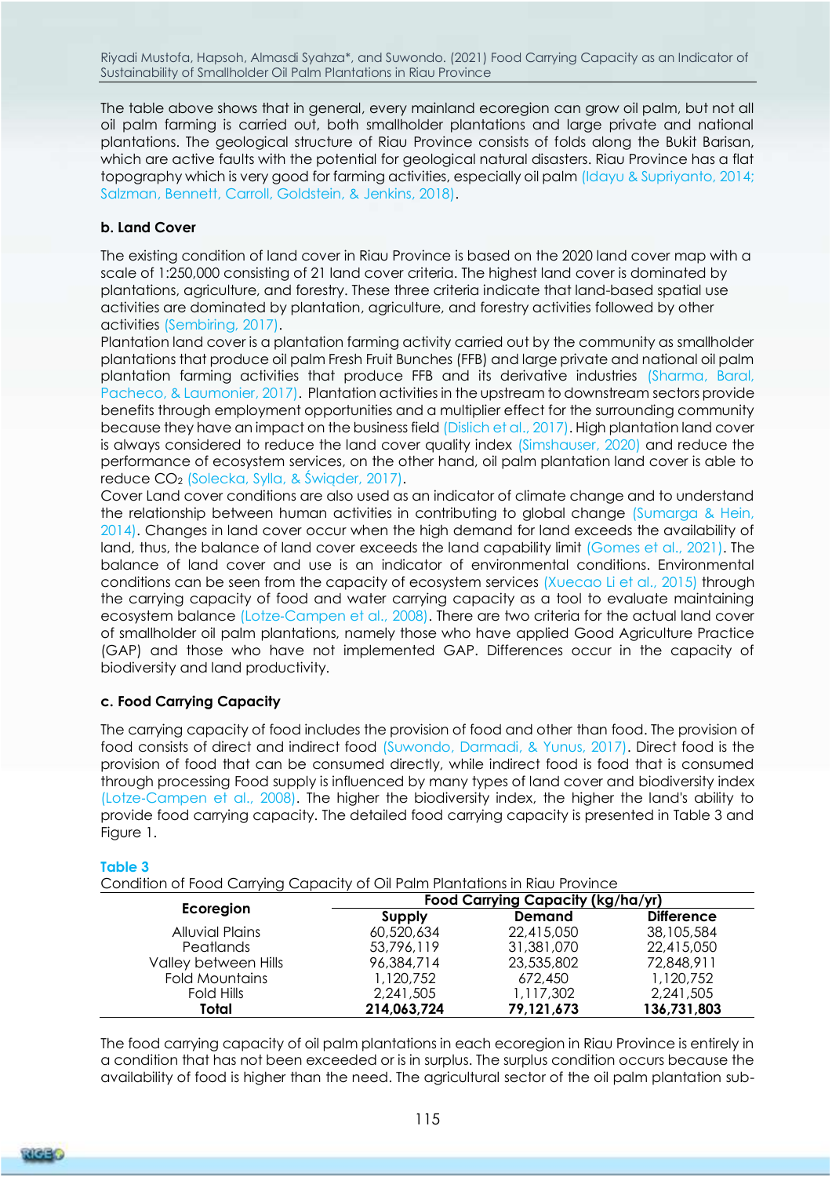The table above shows that in general, every mainland ecoregion can grow oil palm, but not all oil palm farming is carried out, both smallholder plantations and large private and national plantations. The geological structure of Riau Province consists of folds along the Bukit Barisan, which are active faults with the potential for geological natural disasters. Riau Province has a flat topography which is very good for farming activities, especially oil palm (Idayu & Supriyanto, 2014; Salzman, Bennett, Carroll, Goldstein, & Jenkins, 2018).

#### b. Land Cover

The existing condition of land cover in Riau Province is based on the 2020 land cover map with a scale of 1:250,000 consisting of 21 land cover criteria. The highest land cover is dominated by plantations, agriculture, and forestry. These three criteria indicate that land-based spatial use activities are dominated by plantation, agriculture, and forestry activities followed by other activities (Sembiring, 2017).

Plantation land cover is a plantation farming activity carried out by the community as smallholder plantations that produce oil palm Fresh Fruit Bunches (FFB) and large private and national oil palm plantation farming activities that produce FFB and its derivative industries (Sharma, Baral, Pacheco, & Laumonier, 2017). Plantation activities in the upstream to downstream sectors provide benefits through employment opportunities and a multiplier effect for the surrounding community because they have an impact on the business field (Dislich et al., 2017). High plantation land cover is always considered to reduce the land cover quality index (Simshauser, 2020) and reduce the performance of ecosystem services, on the other hand, oil palm plantation land cover is able to reduce $CO_2$ (Solecka, Sylla, & Świąder, 2017).

Cover Land cover conditions are also used as an indicator of climate change and to understand the relationship between human activities in contributing to global change (Sumarga & Hein, 2014). Changes in land cover occur when the high demand for land exceeds the availability of land, thus, the balance of land cover exceeds the land capability limit (Gomes et al., 2021). The balance of land cover and use is an indicator of environmental conditions. Environmental conditions can be seen from the capacity of ecosystem services (Xuecao Li et al., 2015) through the carrying capacity of food and water carrying capacity as a tool to evaluate maintaining ecosystem balance (Lotze-Campen et al., 2008). There are two criteria for the actual land cover of smallholder oil palm plantations, namely those who have applied Good Agriculture Practice (GAP) and those who have not implemented GAP. Differences occur in the capacity of biodiversity and land productivity.

#### c. Food Carrying Capacity

The carrying capacity of food includes the provision of food and other than food. The provision of food consists of direct and indirect food (Suwondo, Darmadi, & Yunus, 2017). Direct food is the provision of food that can be consumed directly, while indirect food is food that is consumed through processing Food supply is influenced by many types of land cover and biodiversity index (Lotze-Campen et al., 2008). The higher the biodiversity index, the higher the land's ability to provide food carrying capacity. The detailed food carrying capacity is presented in Table 3 and Figure 1.

**Table 3**
Condition of Food Carrying Capacity of Oil Palm Plantations in Riau Province

| Ecoregion | Food Carrying Capacity (kg/ha/yr) | | |
|---|---|---|---|
| | Supply | Demand | Difference |
| Alluvial Plains | 60,520,634 | 22,415,050 | 38,105,584 |
| Peatlands | 53,796,119 | 31,381,070 | 22,415,050 |
| Valley between Hills | 96,384,714 | 23,535,802 | 72,848,911 |
| Fold Mountains | 1,120,752 | 672,450 | 1,120,752 |
| Fold Hills | 2,241,505 | 1,117,302 | 2,241,505 |
| **Total** | **214,063,724** | **79,121,673** | **136,731,803** |

The food carrying capacity of oil palm plantations in each ecoregion in Riau Province is entirely in a condition that has not been exceeded or is in surplus. The surplus condition occurs because the availability of food is higher than the need. The agricultural sector of the oil palm plantation sub-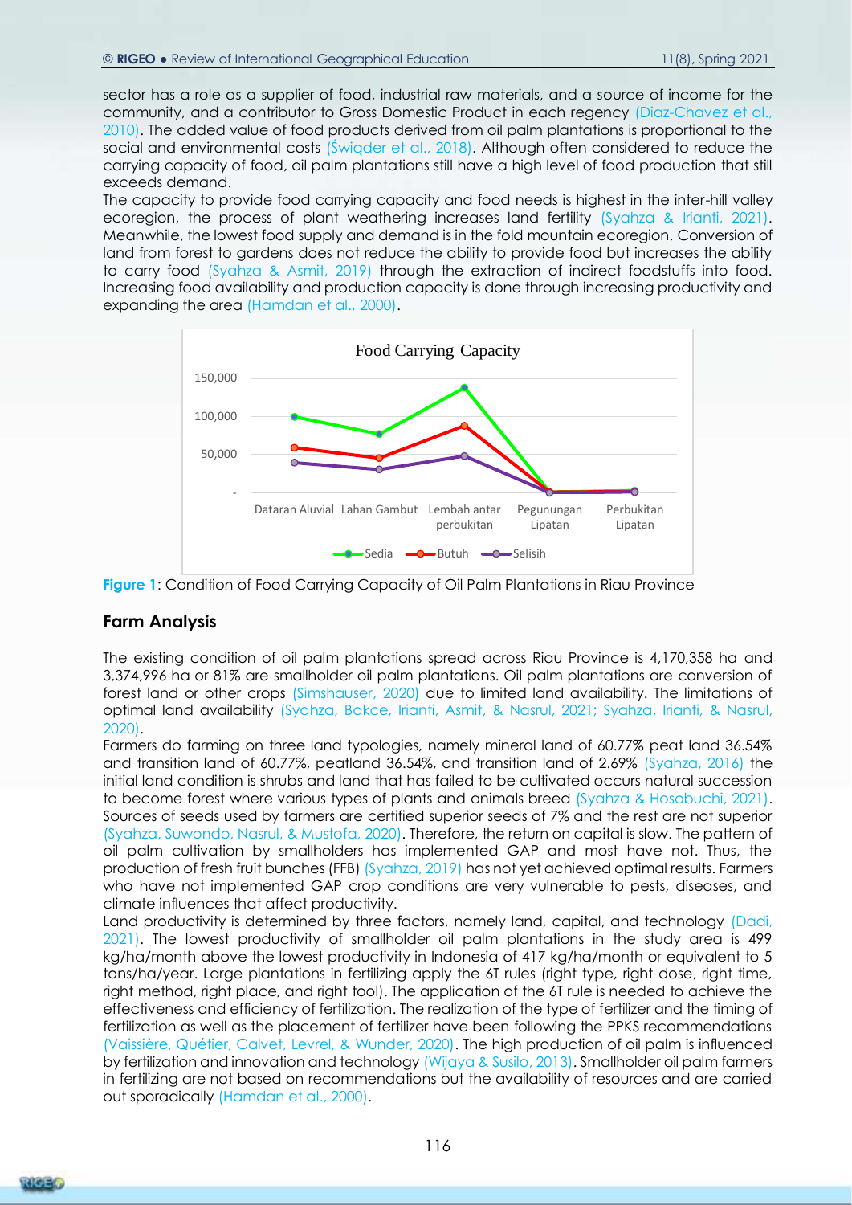sector has a role as a supplier of food, industrial raw materials, and a source of income for the community, and a contributor to Gross Domestic Product in each regency (Diaz-Chavez et al., 2010). The added value of food products derived from oil palm plantations is proportional to the social and environmental costs (Świąder et al., 2018). Although often considered to reduce the carrying capacity of food, oil palm plantations still have a high level of food production that still exceeds demand.

The capacity to provide food carrying capacity and food needs is highest in the inter-hill valley ecoregion, the process of plant weathering increases land fertility (Syahza & Irianti, 2021). Meanwhile, the lowest food supply and demand is in the fold mountain ecoregion. Conversion of land from forest to gardens does not reduce the ability to provide food but increases the ability to carry food (Syahza & Asmit, 2019) through the extraction of indirect foodstuffs into food. Increasing food availability and production capacity is done through increasing productivity and expanding the area (Hamdan et al., 2000).

Food Carrying Capacity

150,000
100,000
50,000
-

Dataran Aluvial
Lahan Gambut
Lembah antar perbukitan
Pegunungan Lipatan
Perbukitan Lipatan

Sedia
Butuh
Selisih

**Figure 1**: Condition of Food Carrying Capacity of Oil Palm Plantations in Riau Province

## Farm Analysis

The existing condition of oil palm plantations spread across Riau Province is 4,170,358 ha and 3,374,996 ha or 81% are smallholder oil palm plantations. Oil palm plantations are conversion of forest land or other crops (Simshauser, 2020) due to limited land availability. The limitations of optimal land availability (Syahza, Bakce, Irianti, Asmit, & Nasrul, 2021; Syahza, Irianti, & Nasrul, 2020).

Farmers do farming on three land typologies, namely mineral land of 60.77% peat land 36.54% and transition land of 60.77%, peatland 36.54%, and transition land of 2.69% (Syahza, 2016) the initial land condition is shrubs and land that has failed to be cultivated occurs natural succession to become forest where various types of plants and animals breed (Syahza & Hosobuchi, 2021). Sources of seeds used by farmers are certified superior seeds of 7% and the rest are not superior (Syahza, Suwondo, Nasrul, & Mustofa, 2020). Therefore, the return on capital is slow. The pattern of oil palm cultivation by smallholders has implemented GAP and most have not. Thus, the production of fresh fruit bunches (FFB) (Syahza, 2019) has not yet achieved optimal results. Farmers who have not implemented GAP crop conditions are very vulnerable to pests, diseases, and climate influences that affect productivity.

Land productivity is determined by three factors, namely land, capital, and technology (Dadi, 2021). The lowest productivity of smallholder oil palm plantations in the study area is 499 kg/ha/month above the lowest productivity in Indonesia of 417 kg/ha/month or equivalent to 5 tons/ha/year. Large plantations in fertilizing apply the 6T rules (right type, right dose, right time, right method, right place, and right tool). The application of the 6T rule is needed to achieve the effectiveness and efficiency of fertilization. The realization of the type of fertilizer and the timing of fertilization as well as the placement of fertilizer have been following the PPKS recommendations (Vaissière, Quétier, Calvet, Levrel, & Wunder, 2020). The high production of oil palm is influenced by fertilization and innovation and technology (Wijaya & Susilo, 2013). Smallholder oil palm farmers in fertilizing are not based on recommendations but the availability of resources and are carried out sporadically (Hamdan et al., 2000).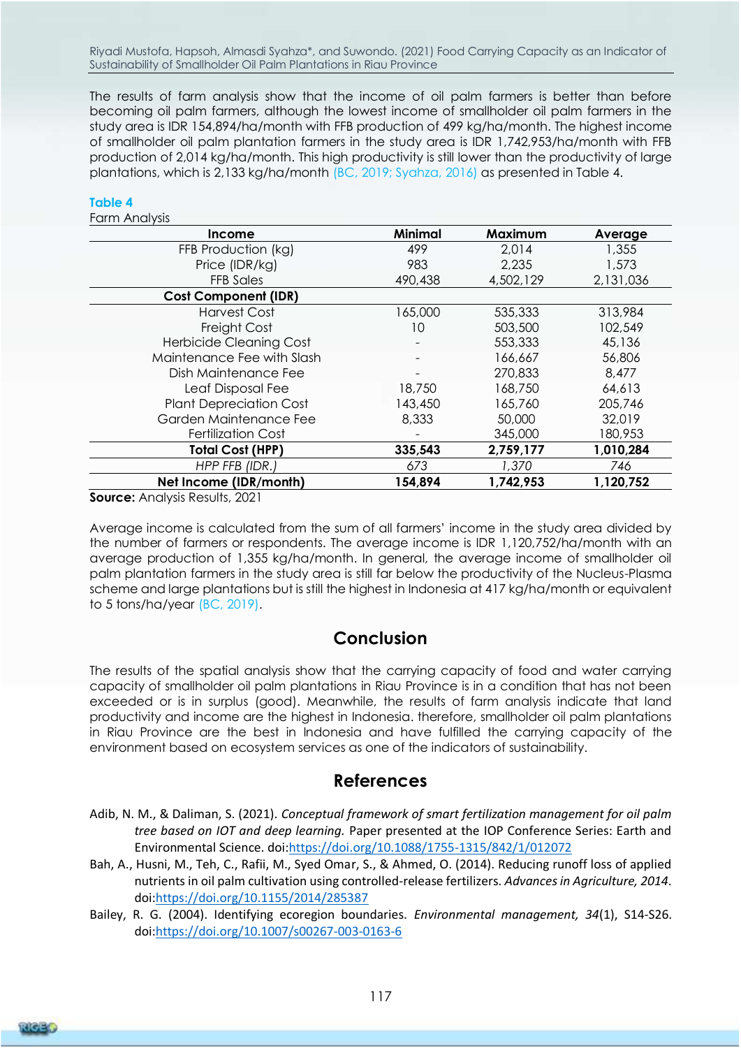The results of farm analysis show that the income of oil palm farmers is better than before becoming oil palm farmers, although the lowest income of smallholder oil palm farmers in the study area is IDR 154,894/ha/month with FFB production of 499 kg/ha/month. The highest income of smallholder oil palm plantation farmers in the study area is IDR 1,742,953/ha/month with FFB production of 2,014 kg/ha/month. This high productivity is still lower than the productivity of large plantations, which is 2,133 kg/ha/month (BC, 2019; Syahza, 2016) as presented in Table 4.

**Table 4**

Farm Analysis

| Income | Minimal | Maximum | Average |
|---|---|---|---|
| FFB Production (kg) | 499 | 2,014 | 1,355 |
| Price (IDR/kg) | 983 | 2,235 | 1,573 |
| FFB Sales | 490,438 | 4,502,129 | 2,131,036 |
| **Cost Component (IDR)** | | | |
| Harvest Cost | 165,000 | 535,333 | 313,984 |
| Freight Cost | 10 | 503,500 | 102,549 |
| Herbicide Cleaning Cost | - | 553,333 | 45,136 |
| Maintenance Fee with Slash | - | 166,667 | 56,806 |
| Dish Maintenance Fee | - | 270,833 | 8,477 |
| Leaf Disposal Fee | 18,750 | 168,750 | 64,613 |
| Plant Depreciation Cost | 143,450 | 165,760 | 205,746 |
| Garden Maintenance Fee | 8,333 | 50,000 | 32,019 |
| Fertilization Cost | - | 345,000 | 180,953 |
| **Total Cost (HPP)** | **335,543** | **2,759,177** | **1,010,284** |
| *HPP FFB (IDR.)* | *673* | *1,370* | *746* |
| **Net Income (IDR/month)** | **154,894** | **1,742,953** | **1,120,752** |

**Source:** Analysis Results, 2021

Average income is calculated from the sum of all farmers' income in the study area divided by the number of farmers or respondents. The average income is IDR 1,120,752/ha/month with an average production of 1,355 kg/ha/month. In general, the average income of smallholder oil palm plantation farmers in the study area is still far below the productivity of the Nucleus-Plasma scheme and large plantations but is still the highest in Indonesia at 417 kg/ha/month or equivalent to 5 tons/ha/year (BC, 2019).

## Conclusion

The results of the spatial analysis show that the carrying capacity of food and water carrying capacity of smallholder oil palm plantations in Riau Province is in a condition that has not been exceeded or is in surplus (good). Meanwhile, the results of farm analysis indicate that land productivity and income are the highest in Indonesia. therefore, smallholder oil palm plantations in Riau Province are the best in Indonesia and have fulfilled the carrying capacity of the environment based on ecosystem services as one of the indicators of sustainability.

## References

Adib, N. M., & Daliman, S. (2021). *Conceptual framework of smart fertilization management for oil palm tree based on IOT and deep learning.* Paper presented at the IOP Conference Series: Earth and Environmental Science. doi:https://doi.org/10.1088/1755-1315/842/1/012072

Bah, A., Husni, M., Teh, C., Rafii, M., Syed Omar, S., & Ahmed, O. (2014). Reducing runoff loss of applied nutrients in oil palm cultivation using controlled-release fertilizers. *Advances in Agriculture, 2014*. doi:https://doi.org/10.1155/2014/285387

Bailey, R. G. (2004). Identifying ecoregion boundaries. *Environmental management, 34*(1), S14-S26. doi:https://doi.org/10.1007/s00267-003-0163-6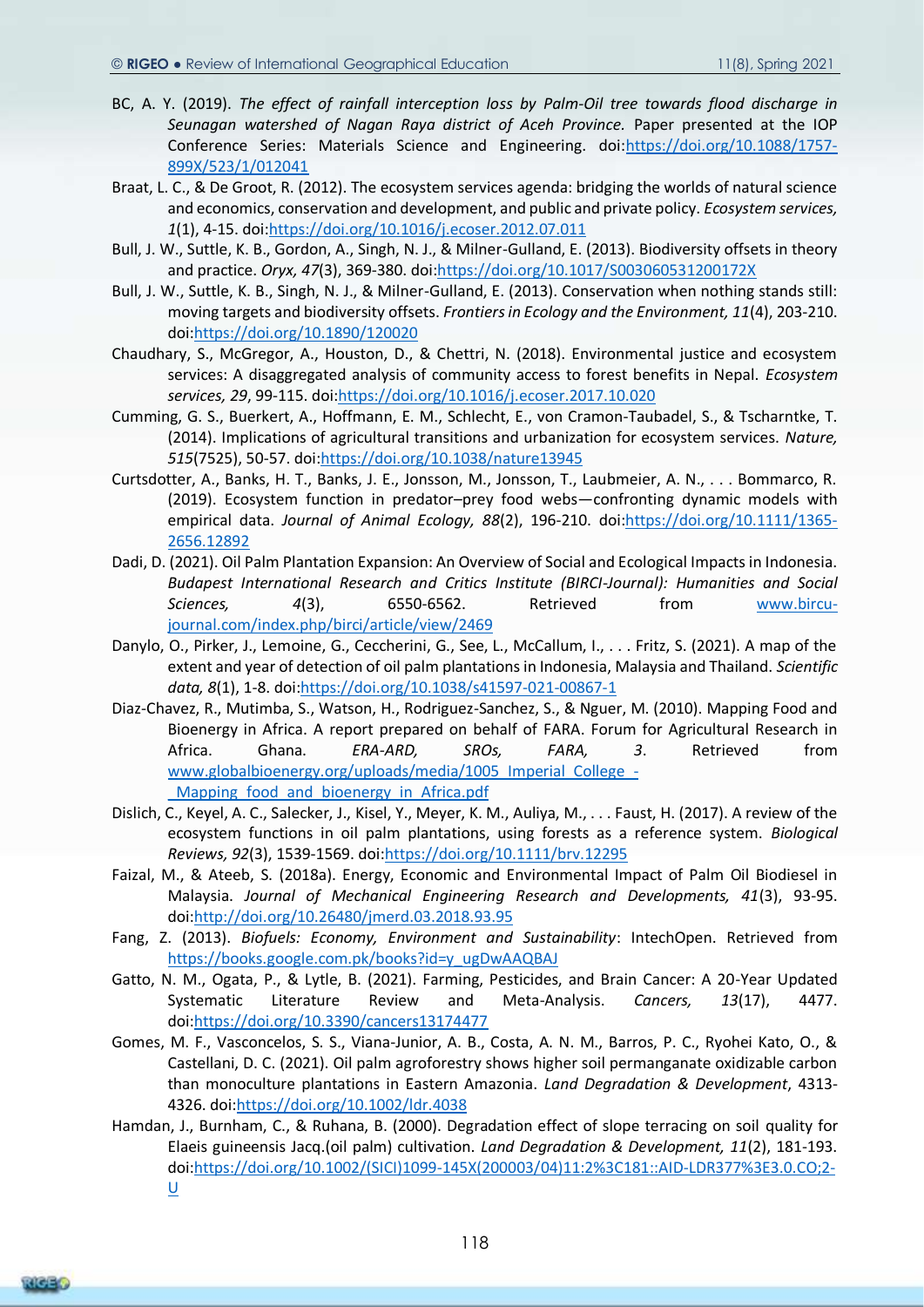BC, A. Y. (2019). *The effect of rainfall interception loss by Palm-Oil tree towards flood discharge in Seunagan watershed of Nagan Raya district of Aceh Province.* Paper presented at the IOP Conference Series: Materials Science and Engineering. doi:https://doi.org/10.1088/1757-899X/523/1/012041

Braat, L. C., & De Groot, R. (2012). The ecosystem services agenda: bridging the worlds of natural science and economics, conservation and development, and public and private policy. *Ecosystem services, 1*(1), 4-15. doi:https://doi.org/10.1016/j.ecoser.2012.07.011

Bull, J. W., Suttle, K. B., Gordon, A., Singh, N. J., & Milner-Gulland, E. (2013). Biodiversity offsets in theory and practice. *Oryx, 47*(3), 369-380. doi:https://doi.org/10.1017/S003060531200172X

Bull, J. W., Suttle, K. B., Singh, N. J., & Milner-Gulland, E. (2013). Conservation when nothing stands still: moving targets and biodiversity offsets. *Frontiers in Ecology and the Environment, 11*(4), 203-210. doi:https://doi.org/10.1890/120020

Chaudhary, S., McGregor, A., Houston, D., & Chettri, N. (2018). Environmental justice and ecosystem services: A disaggregated analysis of community access to forest benefits in Nepal. *Ecosystem services, 29*, 99-115. doi:https://doi.org/10.1016/j.ecoser.2017.10.020

Cumming, G. S., Buerkert, A., Hoffmann, E. M., Schlecht, E., von Cramon-Taubadel, S., & Tscharntke, T. (2014). Implications of agricultural transitions and urbanization for ecosystem services. *Nature, 515*(7525), 50-57. doi:https://doi.org/10.1038/nature13945

Curtsdotter, A., Banks, H. T., Banks, J. E., Jonsson, M., Jonsson, T., Laubmeier, A. N., . . . Bommarco, R. (2019). Ecosystem function in predator–prey food webs—confronting dynamic models with empirical data. *Journal of Animal Ecology, 88*(2), 196-210. doi:https://doi.org/10.1111/1365-2656.12892

Dadi, D. (2021). Oil Palm Plantation Expansion: An Overview of Social and Ecological Impacts in Indonesia. *Budapest International Research and Critics Institute (BIRCI-Journal): Humanities and Social Sciences, 4*(3), 6550-6562. Retrieved from www.bircu-journal.com/index.php/birci/article/view/2469

Danylo, O., Pirker, J., Lemoine, G., Ceccherini, G., See, L., McCallum, I., . . . Fritz, S. (2021). A map of the extent and year of detection of oil palm plantations in Indonesia, Malaysia and Thailand. *Scientific data, 8*(1), 1-8. doi:https://doi.org/10.1038/s41597-021-00867-1

Diaz-Chavez, R., Mutimba, S., Watson, H., Rodriguez-Sanchez, S., & Nguer, M. (2010). Mapping Food and Bioenergy in Africa. A report prepared on behalf of FARA. Forum for Agricultural Research in Africa. Ghana. *ERA-ARD, SROs, FARA, 3*. Retrieved from www.globalbioenergy.org/uploads/media/1005_Imperial_College_-_Mapping_food_and_bioenergy_in_Africa.pdf

Dislich, C., Keyel, A. C., Salecker, J., Kisel, Y., Meyer, K. M., Auliya, M., . . . Faust, H. (2017). A review of the ecosystem functions in oil palm plantations, using forests as a reference system. *Biological Reviews, 92*(3), 1539-1569. doi:https://doi.org/10.1111/brv.12295

Faizal, M., & Ateeb, S. (2018a). Energy, Economic and Environmental Impact of Palm Oil Biodiesel in Malaysia. *Journal of Mechanical Engineering Research and Developments, 41*(3), 93-95. doi:http://doi.org/10.26480/jmerd.03.2018.93.95

Fang, Z. (2013). *Biofuels: Economy, Environment and Sustainability*: IntechOpen. Retrieved from https://books.google.com.pk/books?id=y_ugDwAAQBAJ

Gatto, N. M., Ogata, P., & Lytle, B. (2021). Farming, Pesticides, and Brain Cancer: A 20-Year Updated Systematic Literature Review and Meta-Analysis. *Cancers, 13*(17), 4477. doi:https://doi.org/10.3390/cancers13174477

Gomes, M. F., Vasconcelos, S. S., Viana-Junior, A. B., Costa, A. N. M., Barros, P. C., Ryohei Kato, O., & Castellani, D. C. (2021). Oil palm agroforestry shows higher soil permanganate oxidizable carbon than monoculture plantations in Eastern Amazonia. *Land Degradation & Development*, 4313-4326. doi:https://doi.org/10.1002/ldr.4038

Hamdan, J., Burnham, C., & Ruhana, B. (2000). Degradation effect of slope terracing on soil quality for Elaeis guineensis Jacq.(oil palm) cultivation. *Land Degradation & Development, 11*(2), 181-193. doi:https://doi.org/10.1002/(SICI)1099-145X(200003/04)11:2%3C181::AID-LDR377%3E3.0.CO;2-U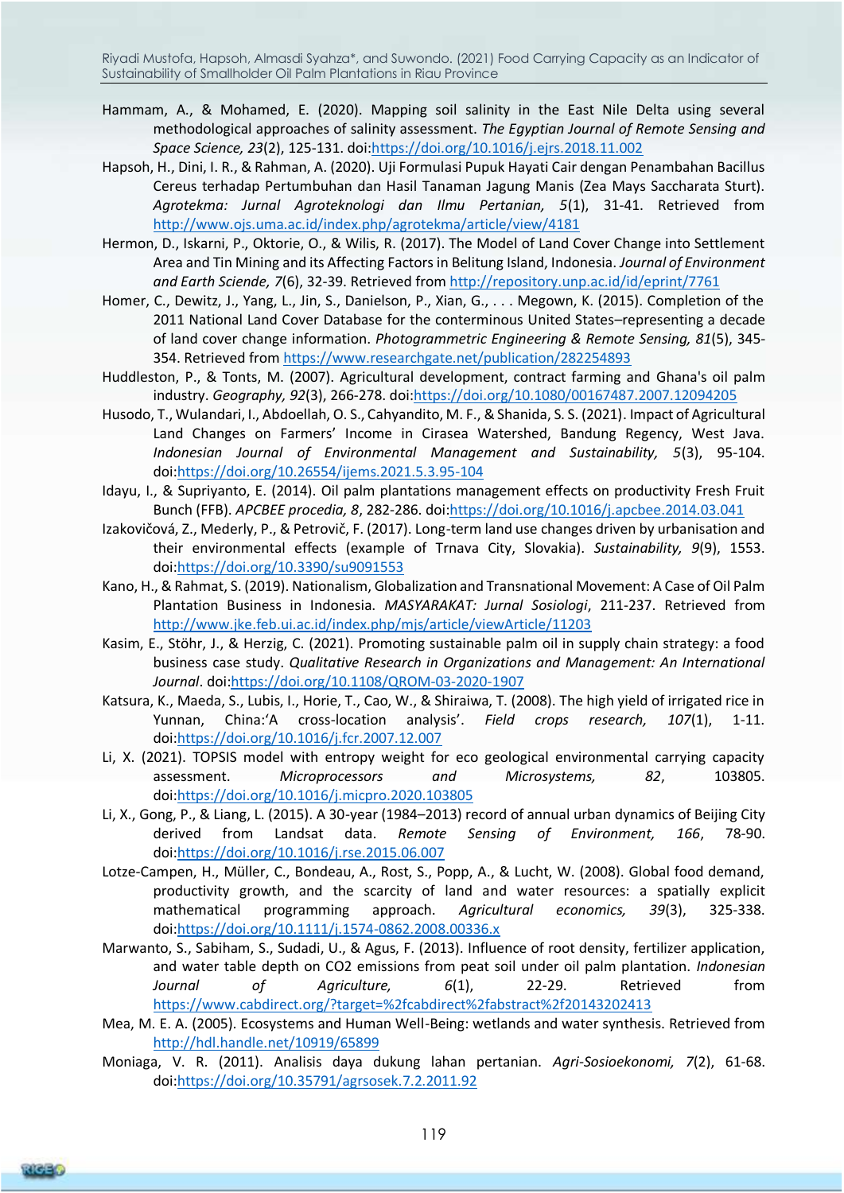Hammam, A., & Mohamed, E. (2020). Mapping soil salinity in the East Nile Delta using several methodological approaches of salinity assessment. *The Egyptian Journal of Remote Sensing and Space Science, 23*(2), 125-131. doi:https://doi.org/10.1016/j.ejrs.2018.11.002

Hapsoh, H., Dini, I. R., & Rahman, A. (2020). Uji Formulasi Pupuk Hayati Cair dengan Penambahan Bacillus Cereus terhadap Pertumbuhan dan Hasil Tanaman Jagung Manis (Zea Mays Saccharata Sturt). *Agrotekma: Jurnal Agroteknologi dan Ilmu Pertanian, 5*(1), 31-41. Retrieved from http://www.ojs.uma.ac.id/index.php/agrotekma/article/view/4181

Hermon, D., Iskarni, P., Oktorie, O., & Wilis, R. (2017). The Model of Land Cover Change into Settlement Area and Tin Mining and its Affecting Factors in Belitung Island, Indonesia. *Journal of Environment and Earth Sciende, 7*(6), 32-39. Retrieved from http://repository.unp.ac.id/id/eprint/7761

Homer, C., Dewitz, J., Yang, L., Jin, S., Danielson, P., Xian, G., . . . Megown, K. (2015). Completion of the 2011 National Land Cover Database for the conterminous United States–representing a decade of land cover change information. *Photogrammetric Engineering & Remote Sensing, 81*(5), 345-354. Retrieved from https://www.researchgate.net/publication/282254893

Huddleston, P., & Tonts, M. (2007). Agricultural development, contract farming and Ghana's oil palm industry. *Geography, 92*(3), 266-278. doi:https://doi.org/10.1080/00167487.2007.12094205

Husodo, T., Wulandari, I., Abdoellah, O. S., Cahyandito, M. F., & Shanida, S. S. (2021). Impact of Agricultural Land Changes on Farmers' Income in Cirasea Watershed, Bandung Regency, West Java. *Indonesian Journal of Environmental Management and Sustainability, 5*(3), 95-104. doi:https://doi.org/10.26554/ijems.2021.5.3.95-104

Idayu, I., & Supriyanto, E. (2014). Oil palm plantations management effects on productivity Fresh Fruit Bunch (FFB). *APCBEE procedia, 8*, 282-286. doi:https://doi.org/10.1016/j.apcbee.2014.03.041

Izakovičová, Z., Mederly, P., & Petrovič, F. (2017). Long-term land use changes driven by urbanisation and their environmental effects (example of Trnava City, Slovakia). *Sustainability, 9*(9), 1553. doi:https://doi.org/10.3390/su9091553

Kano, H., & Rahmat, S. (2019). Nationalism, Globalization and Transnational Movement: A Case of Oil Palm Plantation Business in Indonesia. *MASYARAKAT: Jurnal Sosiologi*, 211-237. Retrieved from http://www.jke.feb.ui.ac.id/index.php/mjs/article/viewArticle/11203

Kasim, E., Stöhr, J., & Herzig, C. (2021). Promoting sustainable palm oil in supply chain strategy: a food business case study. *Qualitative Research in Organizations and Management: An International Journal*. doi:https://doi.org/10.1108/QROM-03-2020-1907

Katsura, K., Maeda, S., Lubis, I., Horie, T., Cao, W., & Shiraiwa, T. (2008). The high yield of irrigated rice in Yunnan, China:'A cross-location analysis'. *Field crops research, 107*(1), 1-11. doi:https://doi.org/10.1016/j.fcr.2007.12.007

Li, X. (2021). TOPSIS model with entropy weight for eco geological environmental carrying capacity assessment. *Microprocessors and Microsystems, 82*, 103805. doi:https://doi.org/10.1016/j.micpro.2020.103805

Li, X., Gong, P., & Liang, L. (2015). A 30-year (1984–2013) record of annual urban dynamics of Beijing City derived from Landsat data. *Remote Sensing of Environment, 166*, 78-90. doi:https://doi.org/10.1016/j.rse.2015.06.007

Lotze-Campen, H., Müller, C., Bondeau, A., Rost, S., Popp, A., & Lucht, W. (2008). Global food demand, productivity growth, and the scarcity of land and water resources: a spatially explicit mathematical programming approach. *Agricultural economics, 39*(3), 325-338. doi:https://doi.org/10.1111/j.1574-0862.2008.00336.x

Marwanto, S., Sabiham, S., Sudadi, U., & Agus, F. (2013). Influence of root density, fertilizer application, and water table depth on CO2 emissions from peat soil under oil palm plantation. *Indonesian Journal of Agriculture, 6*(1), 22-29. Retrieved from https://www.cabdirect.org/?target=%2fcabdirect%2fabstract%2f20143202413

Mea, M. E. A. (2005). Ecosystems and Human Well-Being: wetlands and water synthesis. Retrieved from http://hdl.handle.net/10919/65899

Moniaga, V. R. (2011). Analisis daya dukung lahan pertanian. *Agri-Sosioekonomi, 7*(2), 61-68. doi:https://doi.org/10.35791/agrsosek.7.2.2011.92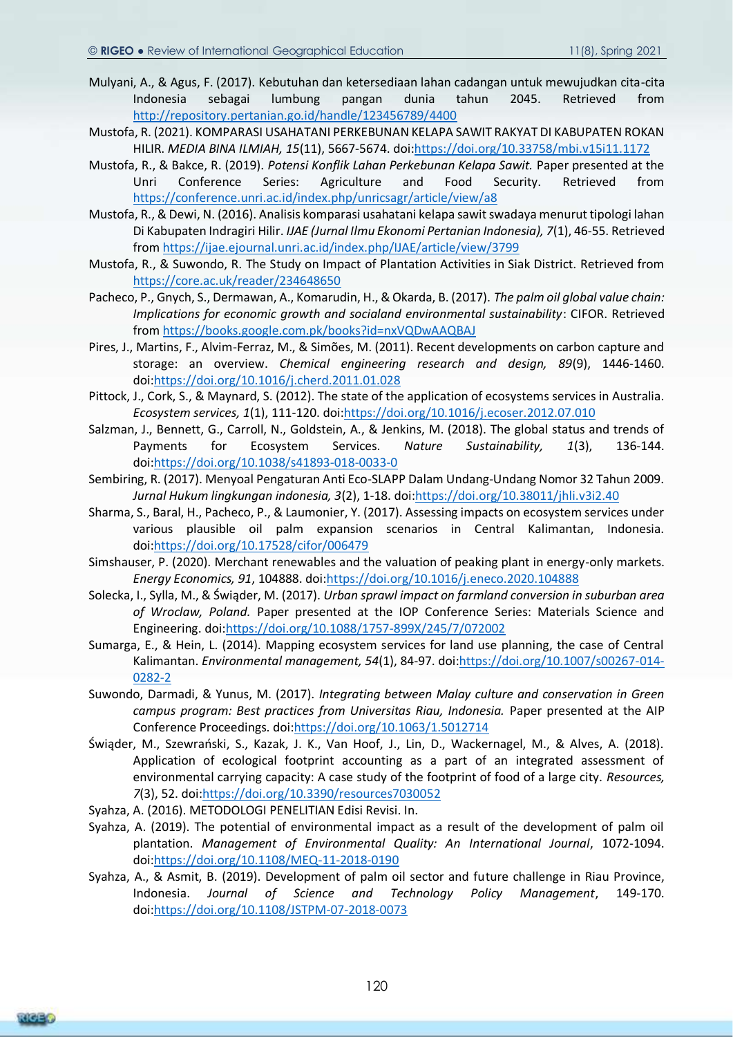Mulyani, A., & Agus, F. (2017). Kebutuhan dan ketersediaan lahan cadangan untuk mewujudkan cita-cita Indonesia sebagai lumbung pangan dunia tahun 2045. Retrieved from http://repository.pertanian.go.id/handle/123456789/4400

Mustofa, R. (2021). KOMPARASI USAHATANI PERKEBUNAN KELAPA SAWIT RAKYAT DI KABUPATEN ROKAN HILIR. *MEDIA BINA ILMIAH, 15*(11), 5667-5674. doi:https://doi.org/10.33758/mbi.v15i11.1172

Mustofa, R., & Bakce, R. (2019). *Potensi Konflik Lahan Perkebunan Kelapa Sawit.* Paper presented at the Unri Conference Series: Agriculture and Food Security. Retrieved from https://conference.unri.ac.id/index.php/unricsagr/article/view/a8

Mustofa, R., & Dewi, N. (2016). Analisis komparasi usahatani kelapa sawit swadaya menurut tipologi lahan Di Kabupaten Indragiri Hilir. *IJAE (Jurnal Ilmu Ekonomi Pertanian Indonesia), 7*(1), 46-55. Retrieved from https://ijae.ejournal.unri.ac.id/index.php/IJAE/article/view/3799

Mustofa, R., & Suwondo, R. The Study on Impact of Plantation Activities in Siak District. Retrieved from https://core.ac.uk/reader/234648650

Pacheco, P., Gnych, S., Dermawan, A., Komarudin, H., & Okarda, B. (2017). *The palm oil global value chain: Implications for economic growth and socialand environmental sustainability*: CIFOR. Retrieved from https://books.google.com.pk/books?id=nxVQDwAAQBAJ

Pires, J., Martins, F., Alvim-Ferraz, M., & Simões, M. (2011). Recent developments on carbon capture and storage: an overview. *Chemical engineering research and design, 89*(9), 1446-1460. doi:https://doi.org/10.1016/j.cherd.2011.01.028

Pittock, J., Cork, S., & Maynard, S. (2012). The state of the application of ecosystems services in Australia. *Ecosystem services, 1*(1), 111-120. doi:https://doi.org/10.1016/j.ecoser.2012.07.010

Salzman, J., Bennett, G., Carroll, N., Goldstein, A., & Jenkins, M. (2018). The global status and trends of Payments for Ecosystem Services. *Nature Sustainability, 1*(3), 136-144. doi:https://doi.org/10.1038/s41893-018-0033-0

Sembiring, R. (2017). Menyoal Pengaturan Anti Eco-SLAPP Dalam Undang-Undang Nomor 32 Tahun 2009. *Jurnal Hukum lingkungan indonesia, 3*(2), 1-18. doi:https://doi.org/10.38011/jhli.v3i2.40

Sharma, S., Baral, H., Pacheco, P., & Laumonier, Y. (2017). Assessing impacts on ecosystem services under various plausible oil palm expansion scenarios in Central Kalimantan, Indonesia. doi:https://doi.org/10.17528/cifor/006479

Simshauser, P. (2020). Merchant renewables and the valuation of peaking plant in energy-only markets. *Energy Economics, 91*, 104888. doi:https://doi.org/10.1016/j.eneco.2020.104888

Solecka, I., Sylla, M., & Świąder, M. (2017). *Urban sprawl impact on farmland conversion in suburban area of Wroclaw, Poland.* Paper presented at the IOP Conference Series: Materials Science and Engineering. doi:https://doi.org/10.1088/1757-899X/245/7/072002

Sumarga, E., & Hein, L. (2014). Mapping ecosystem services for land use planning, the case of Central Kalimantan. *Environmental management, 54*(1), 84-97. doi:https://doi.org/10.1007/s00267-014-0282-2

Suwondo, Darmadi, & Yunus, M. (2017). *Integrating between Malay culture and conservation in Green campus program: Best practices from Universitas Riau, Indonesia.* Paper presented at the AIP Conference Proceedings. doi:https://doi.org/10.1063/1.5012714

Świąder, M., Szewrański, S., Kazak, J. K., Van Hoof, J., Lin, D., Wackernagel, M., & Alves, A. (2018). Application of ecological footprint accounting as a part of an integrated assessment of environmental carrying capacity: A case study of the footprint of food of a large city. *Resources, 7*(3), 52. doi:https://doi.org/10.3390/resources7030052

Syahza, A. (2016). METODOLOGI PENELITIAN Edisi Revisi. In.

Syahza, A. (2019). The potential of environmental impact as a result of the development of palm oil plantation. *Management of Environmental Quality: An International Journal*, 1072-1094. doi:https://doi.org/10.1108/MEQ-11-2018-0190

Syahza, A., & Asmit, B. (2019). Development of palm oil sector and future challenge in Riau Province, Indonesia. *Journal of Science and Technology Policy Management*, 149-170. doi:https://doi.org/10.1108/JSTPM-07-2018-0073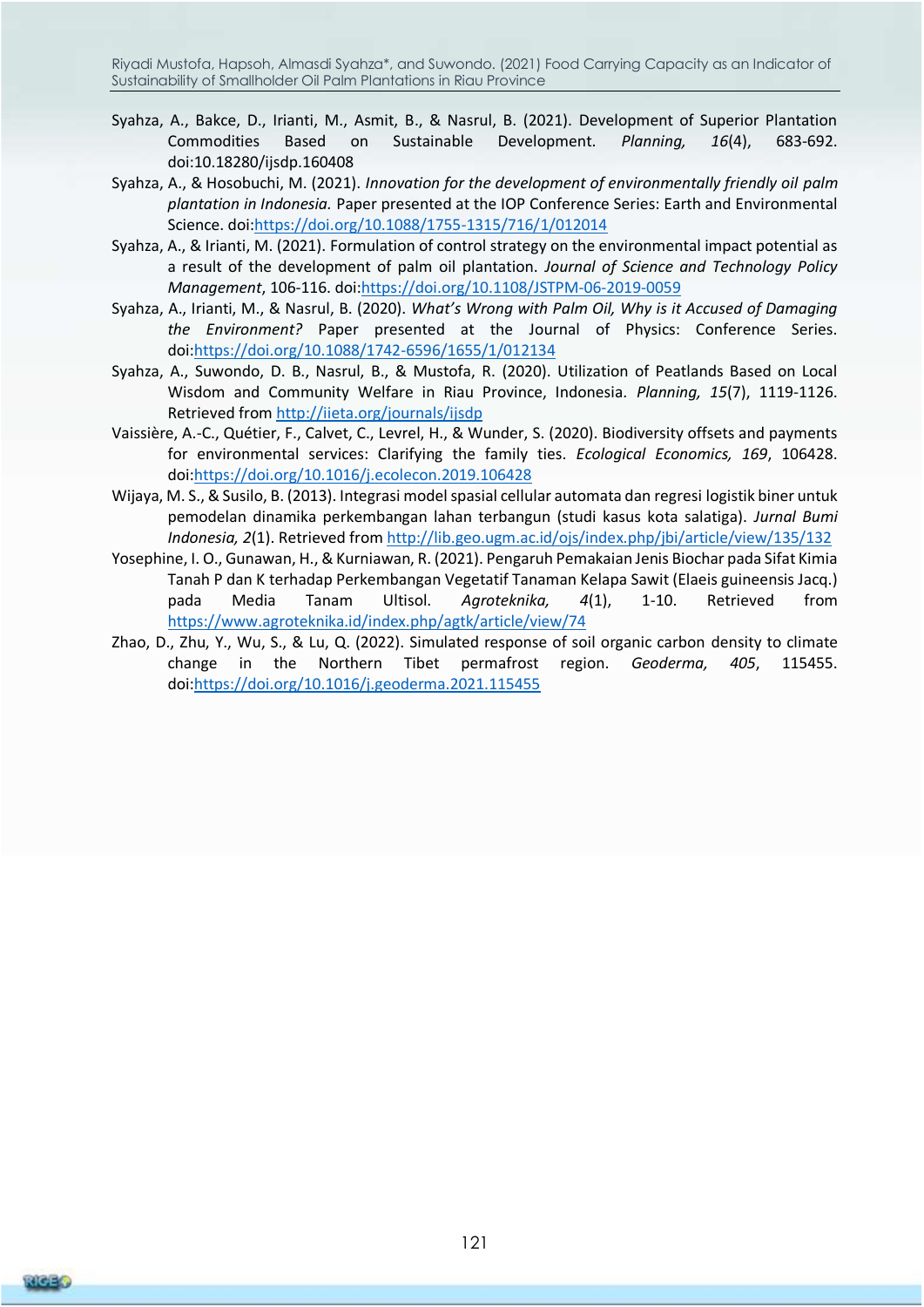Syahza, A., Bakce, D., Irianti, M., Asmit, B., & Nasrul, B. (2021). Development of Superior Plantation Commodities Based on Sustainable Development. *Planning, 16*(4), 683-692. doi:10.18280/ijsdp.160408

Syahza, A., & Hosobuchi, M. (2021). *Innovation for the development of environmentally friendly oil palm plantation in Indonesia.* Paper presented at the IOP Conference Series: Earth and Environmental Science. doi:https://doi.org/10.1088/1755-1315/716/1/012014

Syahza, A., & Irianti, M. (2021). Formulation of control strategy on the environmental impact potential as a result of the development of palm oil plantation. *Journal of Science and Technology Policy Management*, 106-116. doi:https://doi.org/10.1108/JSTPM-06-2019-0059

Syahza, A., Irianti, M., & Nasrul, B. (2020). *What's Wrong with Palm Oil, Why is it Accused of Damaging the Environment?* Paper presented at the Journal of Physics: Conference Series. doi:https://doi.org/10.1088/1742-6596/1655/1/012134

Syahza, A., Suwondo, D. B., Nasrul, B., & Mustofa, R. (2020). Utilization of Peatlands Based on Local Wisdom and Community Welfare in Riau Province, Indonesia. *Planning, 15*(7), 1119-1126. Retrieved from http://iieta.org/journals/ijsdp

Vaissière, A.-C., Quétier, F., Calvet, C., Levrel, H., & Wunder, S. (2020). Biodiversity offsets and payments for environmental services: Clarifying the family ties. *Ecological Economics, 169*, 106428. doi:https://doi.org/10.1016/j.ecolecon.2019.106428

Wijaya, M. S., & Susilo, B. (2013). Integrasi model spasial cellular automata dan regresi logistik biner untuk pemodelan dinamika perkembangan lahan terbangun (studi kasus kota salatiga). *Jurnal Bumi Indonesia, 2*(1). Retrieved from http://lib.geo.ugm.ac.id/ojs/index.php/jbi/article/view/135/132

Yosephine, I. O., Gunawan, H., & Kurniawan, R. (2021). Pengaruh Pemakaian Jenis Biochar pada Sifat Kimia Tanah P dan K terhadap Perkembangan Vegetatif Tanaman Kelapa Sawit (Elaeis guineensis Jacq.) pada Media Tanam Ultisol. *Agroteknika, 4*(1), 1-10. Retrieved from https://www.agroteknika.id/index.php/agtk/article/view/74

Zhao, D., Zhu, Y., Wu, S., & Lu, Q. (2022). Simulated response of soil organic carbon density to climate change in the Northern Tibet permafrost region. *Geoderma, 405*, 115455. doi:https://doi.org/10.1016/j.geoderma.2021.115455